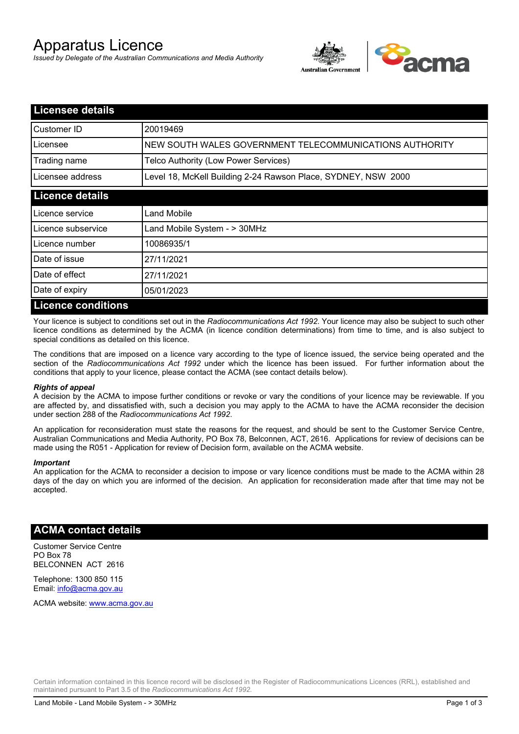# Apparatus Licence

*Issued by Delegate of the Australian Communications and Media Authority*

## Licensee details

| | |
|---|---|
| Customer ID | 20019469 |
| Licensee | NEW SOUTH WALES GOVERNMENT TELECOMMUNICATIONS AUTHORITY |
| Trading name | Telco Authority (Low Power Services) |
| Licensee address | Level 18, McKell Building 2-24 Rawson Place, SYDNEY, NSW 2000 |

## Licence details

| | |
|---|---|
| Licence service | Land Mobile |
| Licence subservice | Land Mobile System - > 30MHz |
| Licence number | 10086935/1 |
| Date of issue | 27/11/2021 |
| Date of effect | 27/11/2021 |
| Date of expiry | 05/01/2023 |

## Licence conditions

Your licence is subject to conditions set out in the *Radiocommunications Act 1992*. Your licence may also be subject to such other licence conditions as determined by the ACMA (in licence condition determinations) from time to time, and is also subject to special conditions as detailed on this licence.

The conditions that are imposed on a licence vary according to the type of licence issued, the service being operated and the section of the *Radiocommunications Act 1992* under which the licence has been issued. For further information about the conditions that apply to your licence, please contact the ACMA (see contact details below).

***Rights of appeal***

A decision by the ACMA to impose further conditions or revoke or vary the conditions of your licence may be reviewable. If you are affected by, and dissatisfied with, such a decision you may apply to the ACMA to have the ACMA reconsider the decision under section 288 of the *Radiocommunications Act 1992*.

An application for reconsideration must state the reasons for the request, and should be sent to the Customer Service Centre, Australian Communications and Media Authority, PO Box 78, Belconnen, ACT, 2616. Applications for review of decisions can be made using the R051 - Application for review of Decision form, available on the ACMA website.

***Important***

An application for the ACMA to reconsider a decision to impose or vary licence conditions must be made to the ACMA within 28 days of the day on which you are informed of the decision. An application for reconsideration made after that time may not be accepted.

## ACMA contact details

Customer Service Centre
PO Box 78
BELCONNEN ACT 2616

Telephone: 1300 850 115
Email: info@acma.gov.au

ACMA website: www.acma.gov.au

Certain information contained in this licence record will be disclosed in the Register of Radiocommunications Licences (RRL), established and maintained pursuant to Part 3.5 of the *Radiocommunications Act 1992.*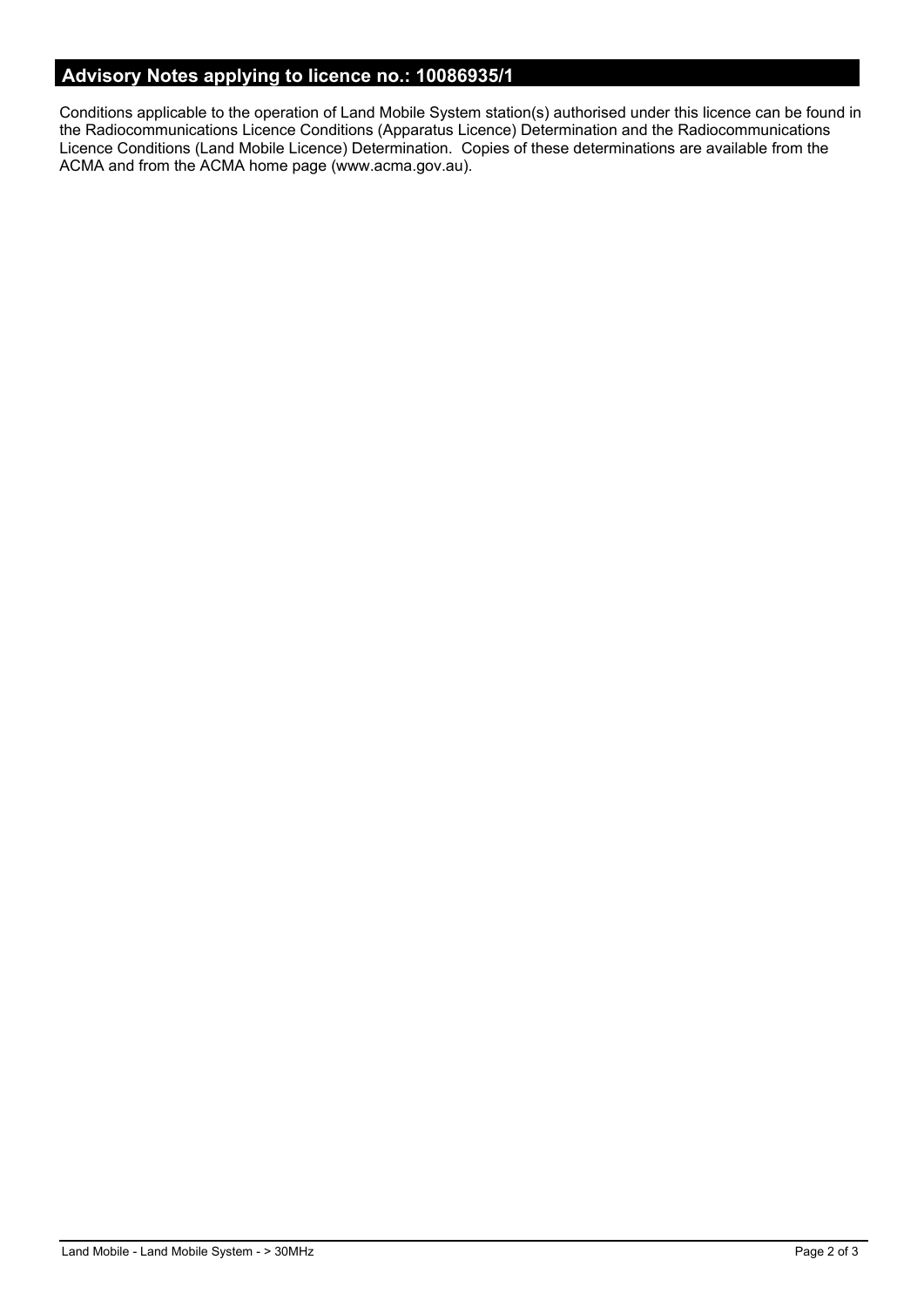## Advisory Notes applying to licence no.: 10086935/1

Conditions applicable to the operation of Land Mobile System station(s) authorised under this licence can be found in the Radiocommunications Licence Conditions (Apparatus Licence) Determination and the Radiocommunications Licence Conditions (Land Mobile Licence) Determination. Copies of these determinations are available from the ACMA and from the ACMA home page (www.acma.gov.au).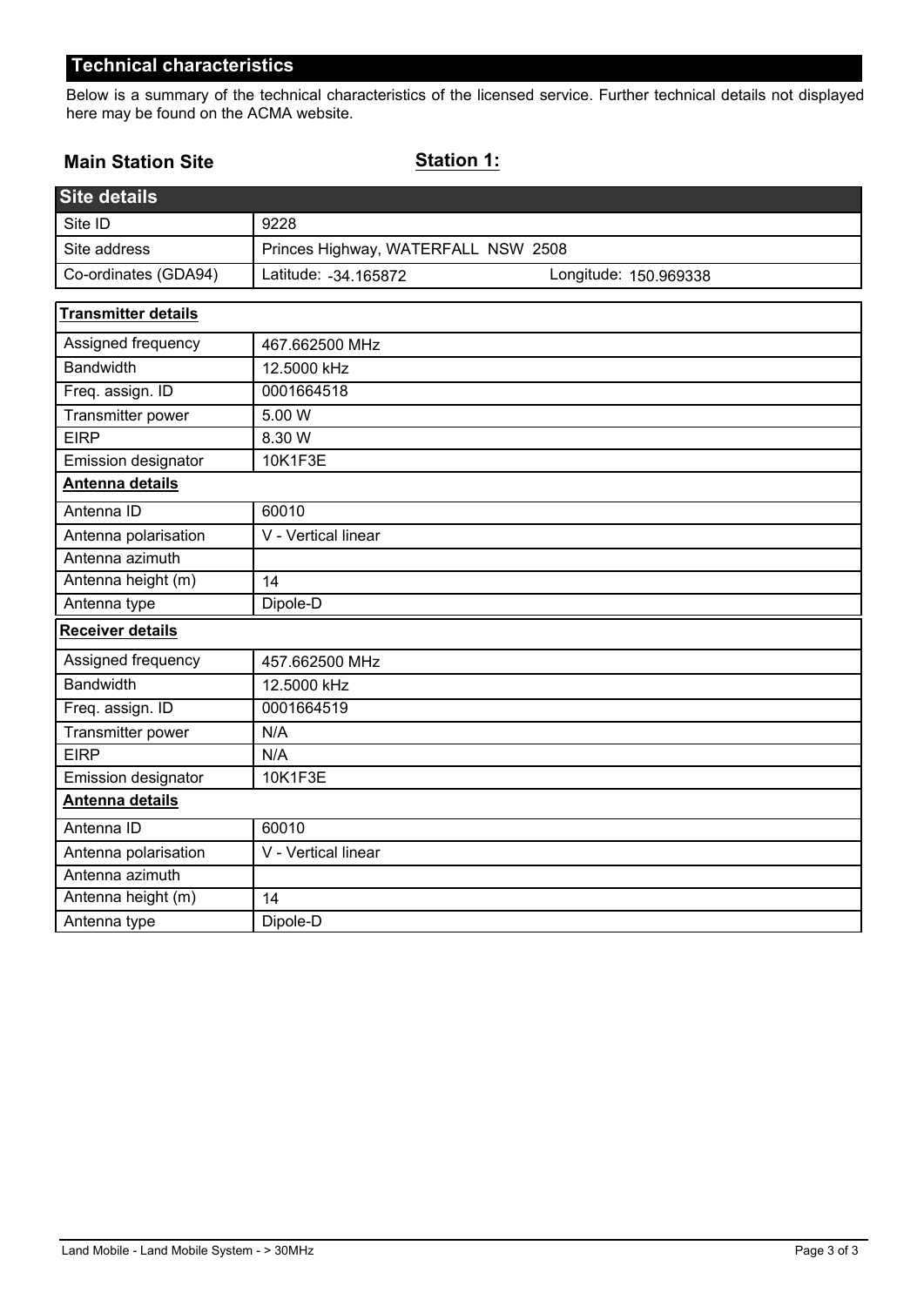## Technical characteristics

Below is a summary of the technical characteristics of the licensed service. Further technical details not displayed here may be found on the ACMA website.

**Main Station Site** **Station 1:**

| Site details | |
|---|---|
| Site ID | 9228 |
| Site address | Princes Highway, WATERFALL NSW 2508 |
| Co-ordinates (GDA94) | Latitude: -34.165872 Longitude: 150.969338 |

| Transmitter details | |
|---|---|
| Assigned frequency | 467.662500 MHz |
| Bandwidth | 12.5000 kHz |
| Freq. assign. ID | 0001664518 |
| Transmitter power | 5.00 W |
| EIRP | 8.30 W |
| Emission designator | 10K1F3E |
| **Antenna details** | |
| Antenna ID | 60010 |
| Antenna polarisation | V - Vertical linear |
| Antenna azimuth | |
| Antenna height (m) | 14 |
| Antenna type | Dipole-D |

| Receiver details | |
|---|---|
| Assigned frequency | 457.662500 MHz |
| Bandwidth | 12.5000 kHz |
| Freq. assign. ID | 0001664519 |
| Transmitter power | N/A |
| EIRP | N/A |
| Emission designator | 10K1F3E |
| **Antenna details** | |
| Antenna ID | 60010 |
| Antenna polarisation | V - Vertical linear |
| Antenna azimuth | |
| Antenna height (m) | 14 |
| Antenna type | Dipole-D |

Land Mobile - Land Mobile System - > 30MHz